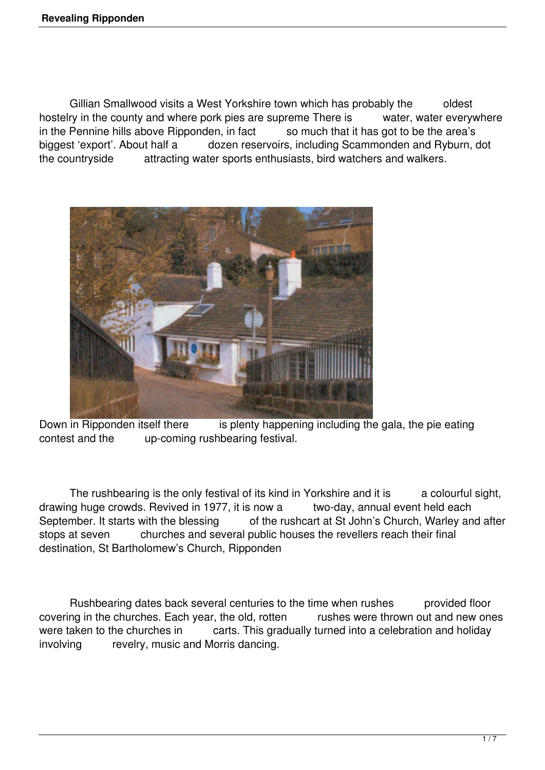Gillian Smallwood visits a West Yorkshire town which has probably the oldest hostelry in the county and where pork pies are supreme There is water, water everywhere in the Pennine hills above Ripponden, in fact so much that it has got to be the area's biggest 'export'. About half a dozen reservoirs, including Scammonden and Ryburn, dot the countryside attracting water sports enthusiasts, bird watchers and walkers.

Down in Ripponden itself there is plenty happening including the gala, the pie eating contest and the up-coming rushbearing festival.

The rushbearing is the only festival of its kind in Yorkshire and it is a colourful sight, drawing huge crowds. Revived in 1977, it is now a two-day, annual event held each September. It starts with the blessing of the rushcart at St John's Church, Warley and after stops at seven churches and several public houses the revellers reach their final destination, St Bartholomew's Church, Ripponden

Rushbearing dates back several centuries to the time when rushes provided floor covering in the churches. Each year, the old, rotten rushes were thrown out and new ones were taken to the churches in carts. This gradually turned into a celebration and holiday involving revelry, music and Morris dancing.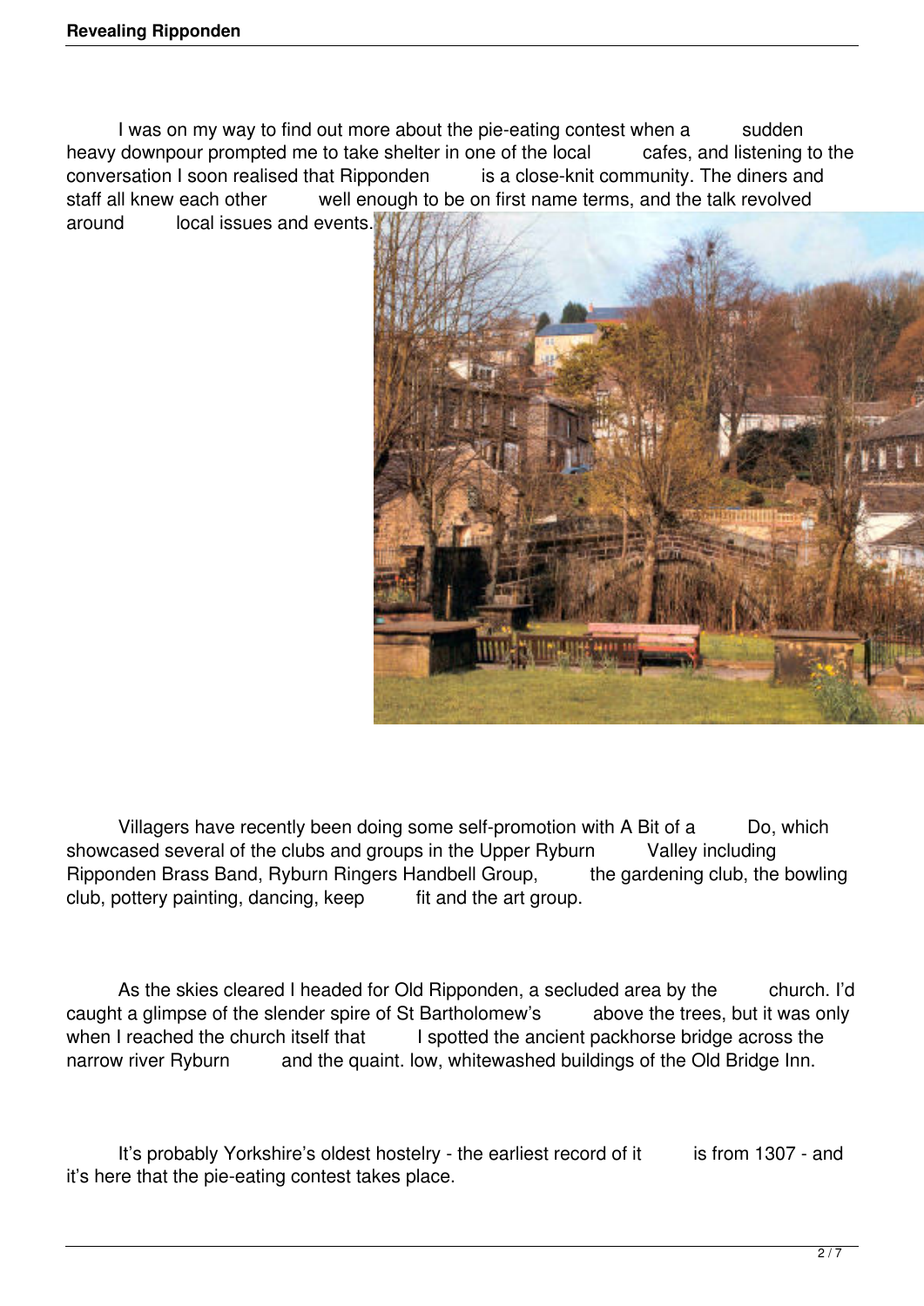I was on my way to find out more about the pie-eating contest when a sudden heavy downpour prompted me to take shelter in one of the local cafes, and listening to the conversation I soon realised that Ripponden is a close-knit community. The diners and staff all knew each other well enough to be on first name terms, and the talk revolved around local issues and events.

Villagers have recently been doing some self-promotion with A Bit of a Do, which showcased several of the clubs and groups in the Upper Ryburn Valley including Ripponden Brass Band, Ryburn Ringers Handbell Group, the gardening club, the bowling club, pottery painting, dancing, keep fit and the art group.

As the skies cleared I headed for Old Ripponden, a secluded area by the church. I'd caught a glimpse of the slender spire of St Bartholomew's above the trees, but it was only when I reached the church itself that I spotted the ancient packhorse bridge across the narrow river Ryburn and the quaint. low, whitewashed buildings of the Old Bridge Inn.

It's probably Yorkshire's oldest hostelry - the earliest record of it is from 1307 - and it's here that the pie-eating contest takes place.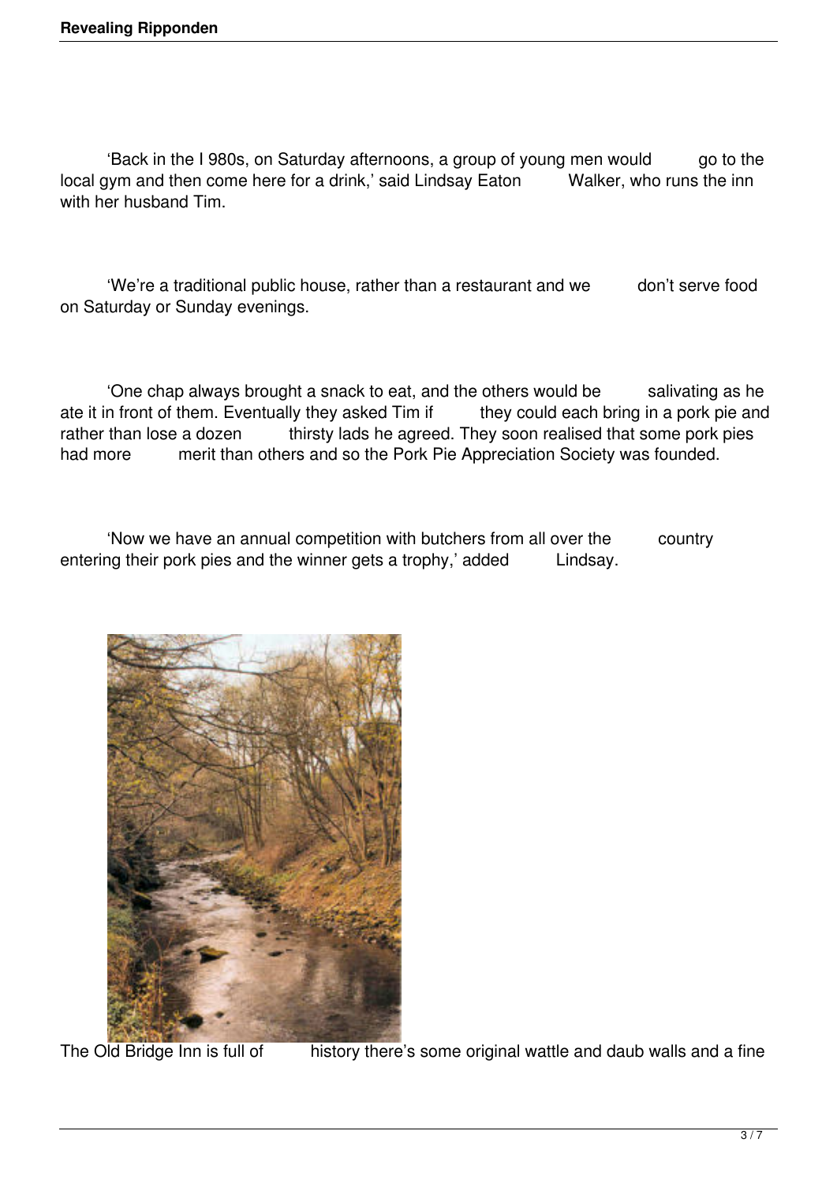'Back in the I 980s, on Saturday afternoons, a group of young men would go to the local gym and then come here for a drink,' said Lindsay Eaton Walker, who runs the inn with her husband Tim.

'We're a traditional public house, rather than a restaurant and we don't serve food on Saturday or Sunday evenings.

'One chap always brought a snack to eat, and the others would be salivating as he ate it in front of them. Eventually they asked Tim if they could each bring in a pork pie and rather than lose a dozen thirsty lads he agreed. They soon realised that some pork pies had more merit than others and so the Pork Pie Appreciation Society was founded.

'Now we have an annual competition with butchers from all over the country entering their pork pies and the winner gets a trophy,' added Lindsay.

The Old Bridge Inn is full of history there's some original wattle and daub walls and a fine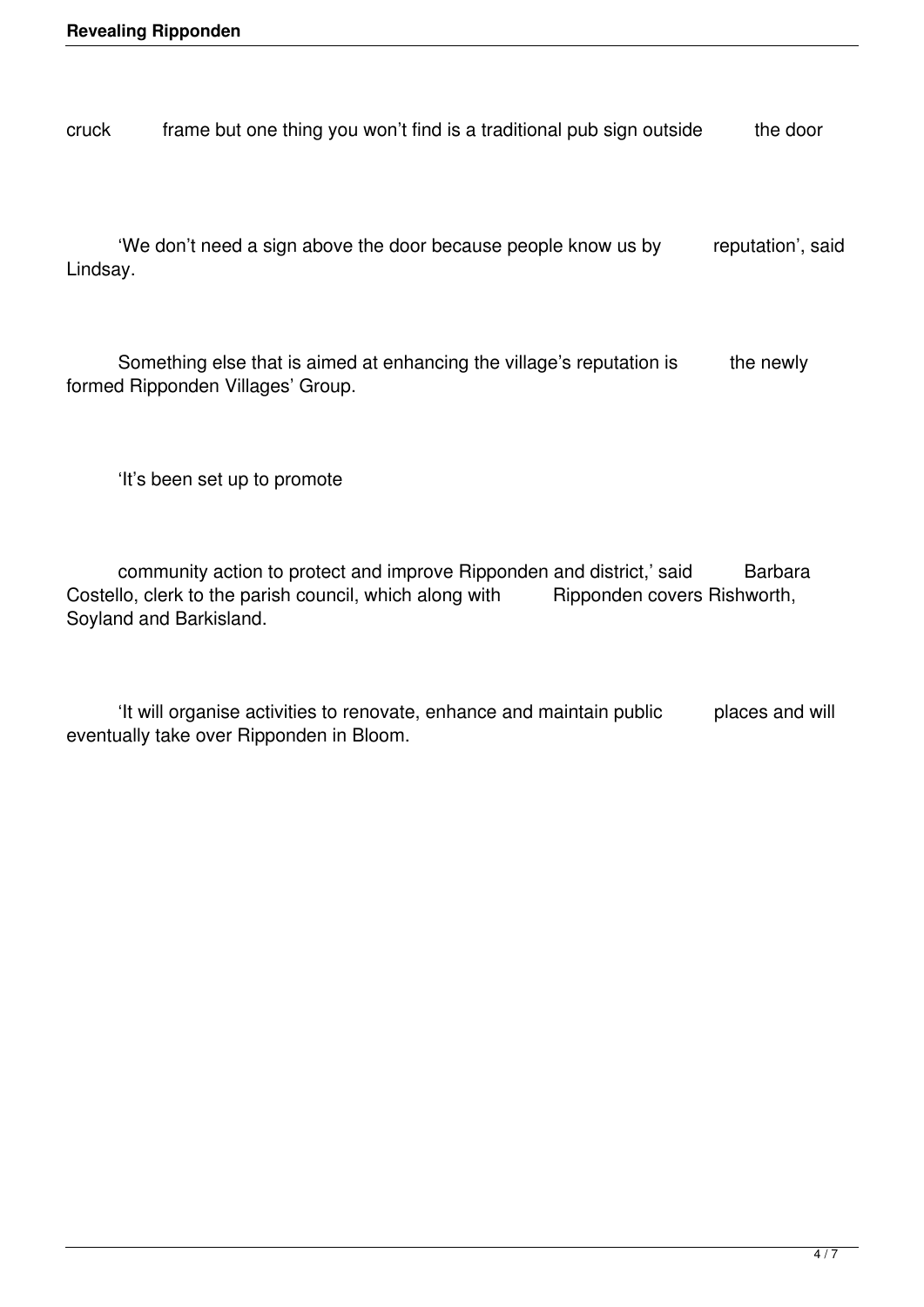cruck frame but one thing you won't find is a traditional pub sign outside the door

'We don't need a sign above the door because people know us by reputation', said Lindsay.

Something else that is aimed at enhancing the village's reputation is the newly formed Ripponden Villages' Group.

'It's been set up to promote

community action to protect and improve Ripponden and district,' said Barbara Costello, clerk to the parish council, which along with Ripponden covers Rishworth, Soyland and Barkisland.

'It will organise activities to renovate, enhance and maintain public places and will eventually take over Ripponden in Bloom.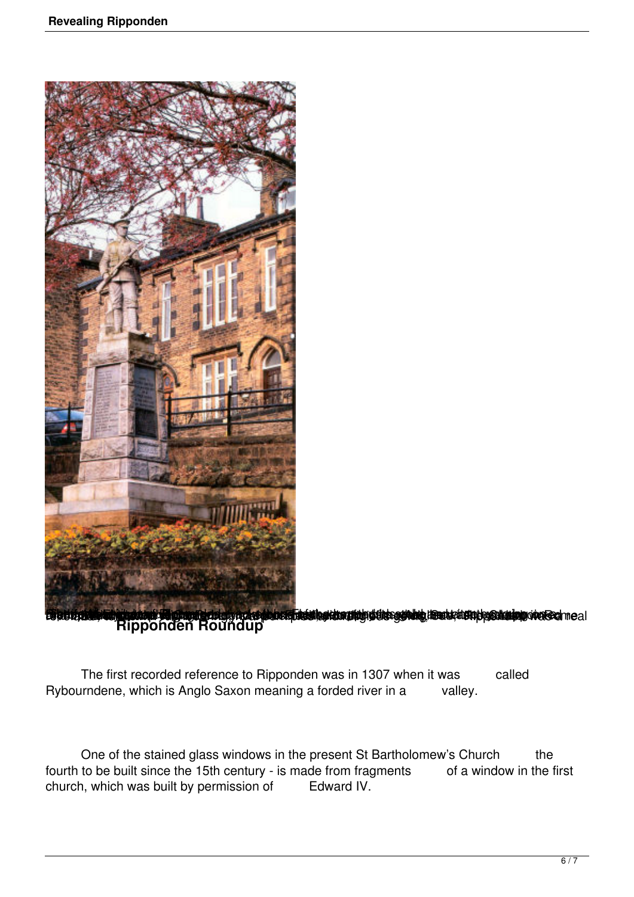## Ripponden Roundup

The first recorded reference to Ripponden was in 1307 when it was called Rybourndene, which is Anglo Saxon meaning a forded river in a valley.

One of the stained glass windows in the present St Bartholomew's Church the fourth to be built since the 15th century - is made from fragments of a window in the first church, which was built by permission of Edward IV.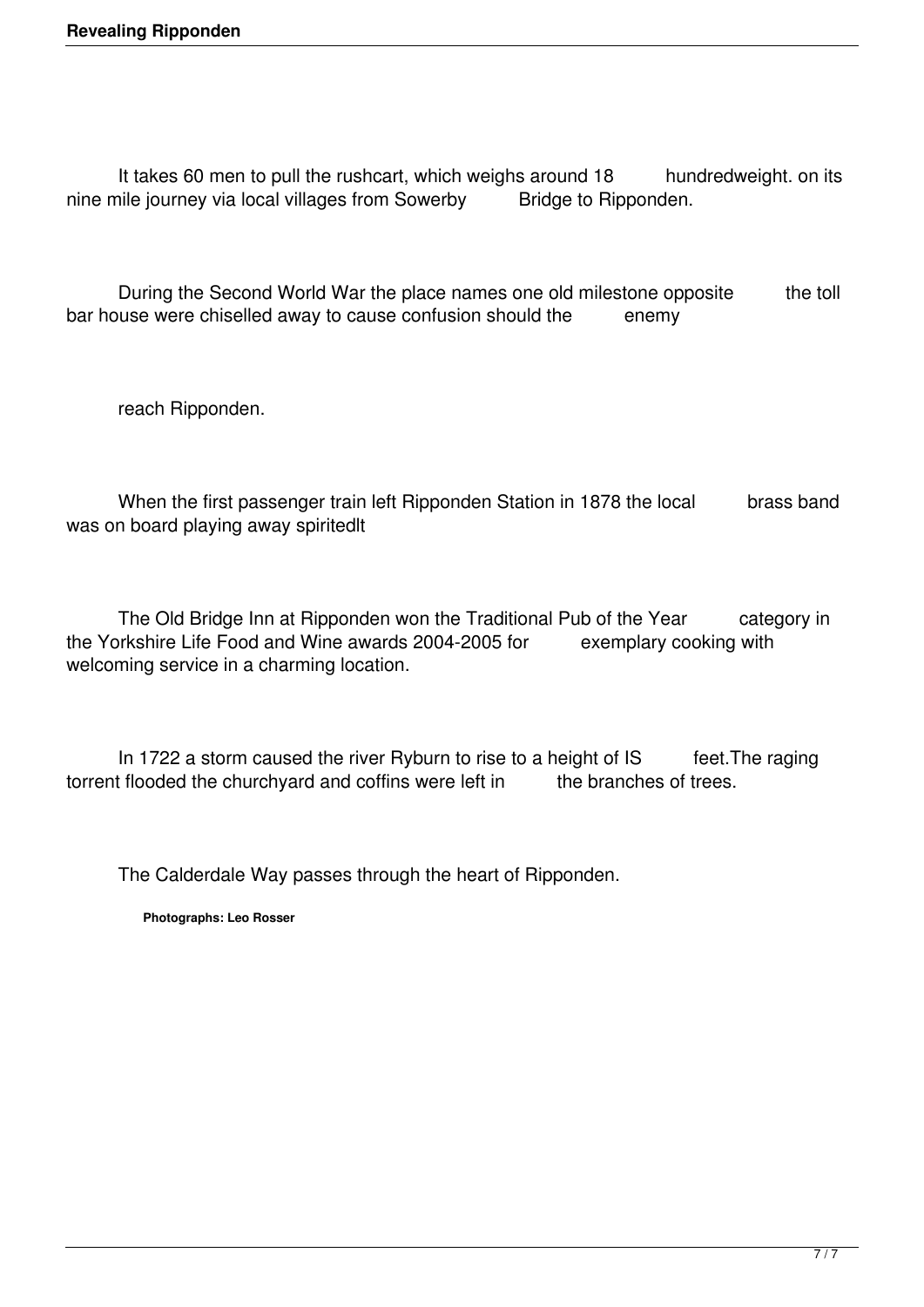It takes 60 men to pull the rushcart, which weighs around 18 hundredweight. on its nine mile journey via local villages from Sowerby Bridge to Ripponden.

During the Second World War the place names one old milestone opposite the toll bar house were chiselled away to cause confusion should the enemy

reach Ripponden.

When the first passenger train left Ripponden Station in 1878 the local brass band was on board playing away spiritedlt

The Old Bridge Inn at Ripponden won the Traditional Pub of the Year category in the Yorkshire Life Food and Wine awards 2004-2005 for exemplary cooking with welcoming service in a charming location.

In 1722 a storm caused the river Ryburn to rise to a height of IS feet.The raging torrent flooded the churchyard and coffins were left in the branches of trees.

The Calderdale Way passes through the heart of Ripponden.

**Photographs: Leo Rosser**